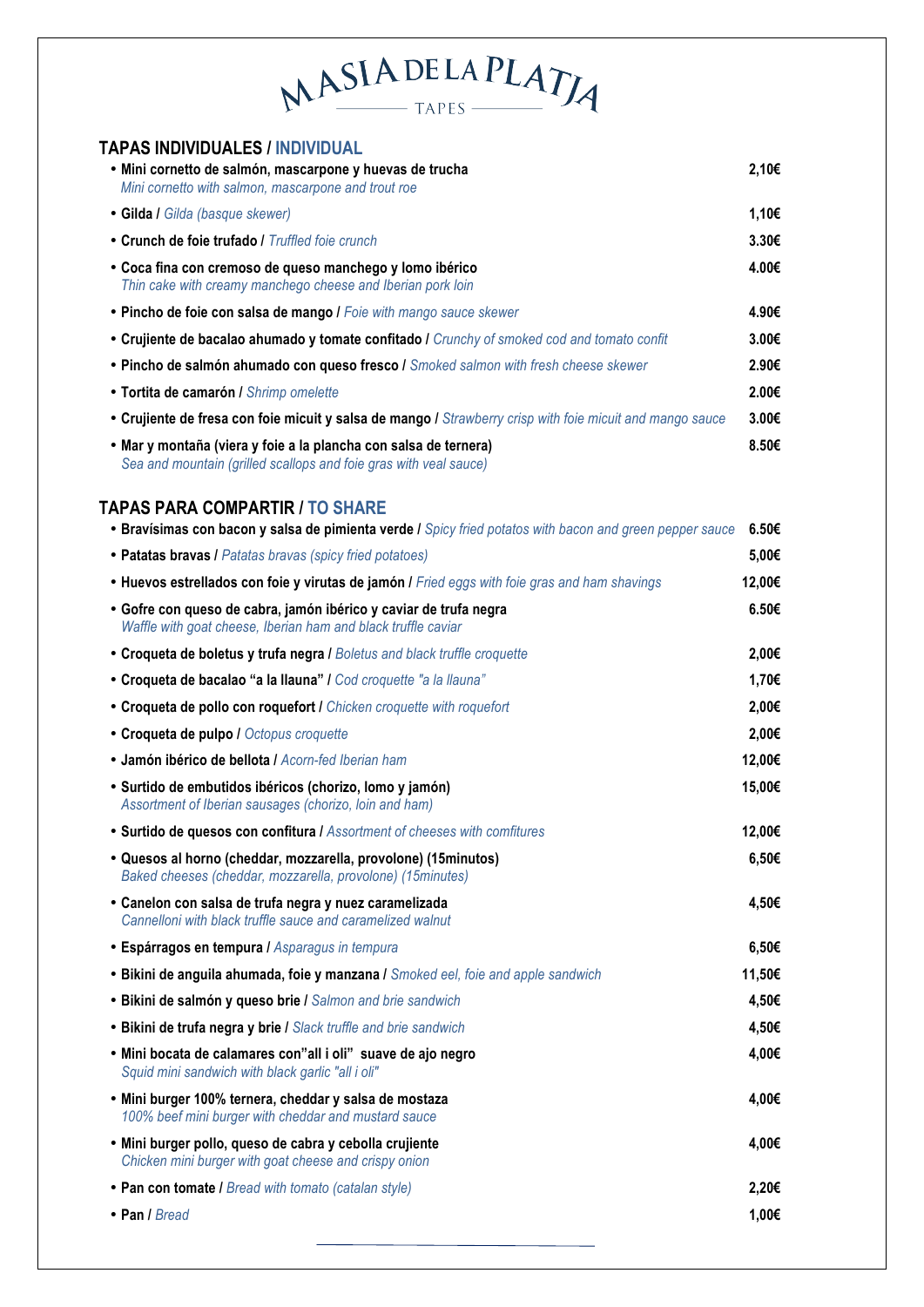# MASIA DE LA PLATJA

TAPES

## TAPAS INDIVIDUALES / INDIVIDUAL

- **Mini cornetto de salmón, mascarpone y huevas de trucha** — 2,10€
  *Mini cornetto with salmon, mascarpone and trout roe*
- **Gilda** / *Gilda (basque skewer)* — 1,10€
- **Crunch de foie trufado** / *Truffled foie crunch* — 3.30€
- **Coca fina con cremoso de queso manchego y lomo ibérico** — 4.00€
  *Thin cake with creamy manchego cheese and Iberian pork loin*
- **Pincho de foie con salsa de mango** / *Foie with mango sauce skewer* — 4.90€
- **Crujiente de bacalao ahumado y tomate confitado** / *Crunchy of smoked cod and tomato confit* — 3.00€
- **Pincho de salmón ahumado con queso fresco** / *Smoked salmon with fresh cheese skewer* — 2.90€
- **Tortita de camarón** / *Shrimp omelette* — 2.00€
- **Crujiente de fresa con foie micuit y salsa de mango** / *Strawberry crisp with foie micuit and mango sauce* — 3.00€
- **Mar y montaña (viera y foie a la plancha con salsa de ternera)** — 8.50€
  *Sea and mountain (grilled scallops and foie gras with veal sauce)*

## TAPAS PARA COMPARTIR / TO SHARE

- **Bravísimas con bacon y salsa de pimienta verde** / *Spicy fried potatos with bacon and green pepper sauce* — 6.50€
- **Patatas bravas** / *Patatas bravas (spicy fried potatoes)* — 5,00€
- **Huevos estrellados con foie y virutas de jamón** / *Fried eggs with foie gras and ham shavings* — 12,00€
- **Gofre con queso de cabra, jamón ibérico y caviar de trufa negra** — 6.50€
  *Waffle with goat cheese, Iberian ham and black truffle caviar*
- **Croqueta de boletus y trufa negra** / *Boletus and black truffle croquette* — 2,00€
- **Croqueta de bacalao "a la llauna"** / *Cod croquette "a la llauna"* — 1,70€
- **Croqueta de pollo con roquefort** / *Chicken croquette with roquefort* — 2,00€
- **Croqueta de pulpo** / *Octopus croquette* — 2,00€
- **Jamón ibérico de bellota** / *Acorn-fed Iberian ham* — 12,00€
- **Surtido de embutidos ibéricos (chorizo, lomo y jamón)** — 15,00€
  *Assortment of Iberian sausages (chorizo, loin and ham)*
- **Surtido de quesos con confitura** / *Assortment of cheeses with comfitures* — 12,00€
- **Quesos al horno (cheddar, mozzarella, provolone) (15minutos)** — 6,50€
  *Baked cheeses (cheddar, mozzarella, provolone) (15minutes)*
- **Canelon con salsa de trufa negra y nuez caramelizada** — 4,50€
  *Cannelloni with black truffle sauce and caramelized walnut*
- **Espárragos en tempura** / *Asparagus in tempura* — 6,50€
- **Bikini de anguila ahumada, foie y manzana** / *Smoked eel, foie and apple sandwich* — 11,50€
- **Bikini de salmón y queso brie** / *Salmon and brie sandwich* — 4,50€
- **Bikini de trufa negra y brie** / *Slack truffle and brie sandwich* — 4,50€
- **Mini bocata de calamares con"all i oli" suave de ajo negro** — 4,00€
  *Squid mini sandwich with black garlic "all i oli"*
- **Mini burger 100% ternera, cheddar y salsa de mostaza** — 4,00€
  *100% beef mini burger with cheddar and mustard sauce*
- **Mini burger pollo, queso de cabra y cebolla crujiente** — 4,00€
  *Chicken mini burger with goat cheese and crispy onion*
- **Pan con tomate** / *Bread with tomato (catalan style)* — 2,20€
- **Pan** / *Bread* — 1,00€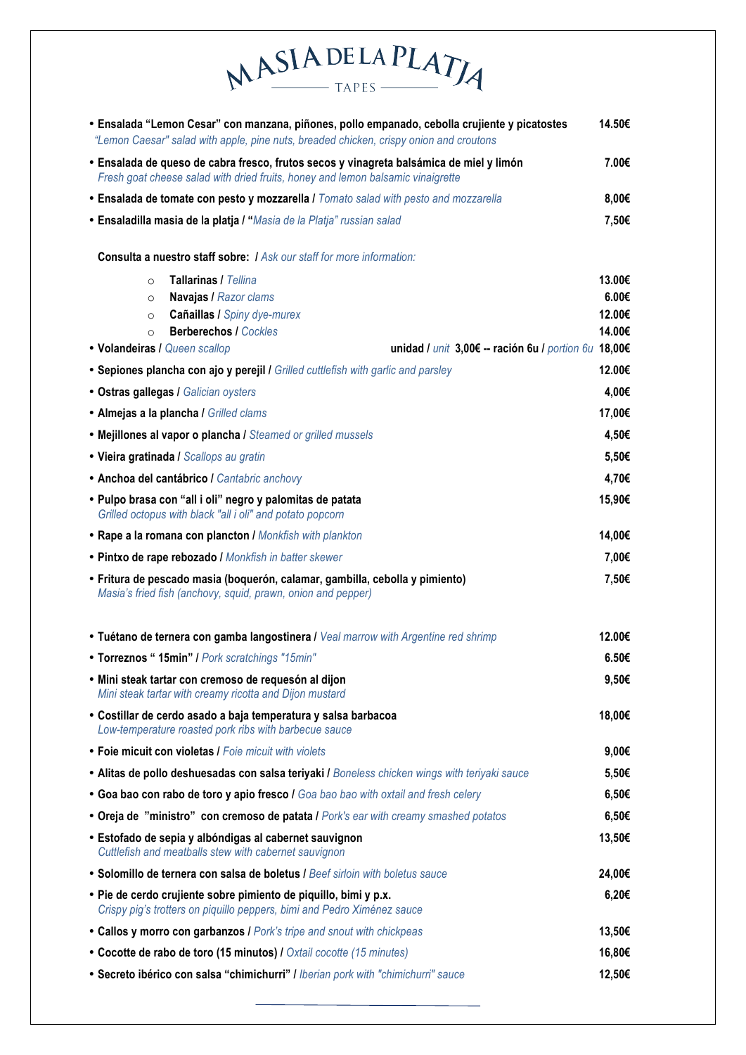# MASIA DE LA PLATJA

TAPES

- **Ensalada "Lemon Cesar" con manzana, piñones, pollo empanado, cebolla crujiente y picatostes** — **14.50€**
  *"Lemon Caesar" salad with apple, pine nuts, breaded chicken, crispy onion and croutons*
- **Ensalada de queso de cabra fresco, frutos secos y vinagreta balsámica de miel y limón** — **7.00€**
  *Fresh goat cheese salad with dried fruits, honey and lemon balsamic vinaigrette*
- **Ensalada de tomate con pesto y mozzarella** / *Tomato salad with pesto and mozzarella* — **8,00€**
- **Ensaladilla masia de la platja** / **"***Masia de la Platja" russian salad* — **7,50€**

**Consulta a nuestro staff sobre:** / *Ask our staff for more information:*

- **Tallarinas** / *Tellina* — **13.00€**
- **Navajas** / *Razor clams* — **6.00€**
- **Cañaillas** / *Spiny dye-murex* — **12.00€**
- **Berberechos** / *Cockles* — **14.00€**

- **Volandeiras** / *Queen scallop* — **unidad** / *unit* **3,00€ -- ración 6u** / *portion 6u* **18,00€**
- **Sepiones plancha con ajo y perejil** / *Grilled cuttlefish with garlic and parsley* — **12.00€**
- **Ostras gallegas** / *Galician oysters* — **4,00€**
- **Almejas a la plancha** / *Grilled clams* — **17,00€**
- **Mejillones al vapor o plancha** / *Steamed or grilled mussels* — **4,50€**
- **Vieira gratinada** / *Scallops au gratin* — **5,50€**
- **Anchoa del cantábrico** / *Cantabric anchovy* — **4,70€**
- **Pulpo brasa con "all i oli" negro y palomitas de patata** — **15,90€**
  *Grilled octopus with black "all i oli" and potato popcorn*
- **Rape a la romana con plancton** / *Monkfish with plankton* — **14,00€**
- **Pintxo de rape rebozado** / *Monkfish in batter skewer* — **7,00€**
- **Fritura de pescado masia (boquerón, calamar, gambilla, cebolla y pimiento)** — **7,50€**
  *Masia's fried fish (anchovy, squid, prawn, onion and pepper)*

- **Tuétano de ternera con gamba langostinera** / *Veal marrow with Argentine red shrimp* — **12.00€**
- **Torreznos " 15min"** / *Pork scratchings "15min"* — **6.50€**
- **Mini steak tartar con cremoso de requesón al dijon** — **9,50€**
  *Mini steak tartar with creamy ricotta and Dijon mustard*
- **Costillar de cerdo asado a baja temperatura y salsa barbacoa** — **18,00€**
  *Low-temperature roasted pork ribs with barbecue sauce*
- **Foie micuit con violetas** / *Foie micuit with violets* — **9,00€**
- **Alitas de pollo deshuesadas con salsa teriyaki** / *Boneless chicken wings with teriyaki sauce* — **5,50€**
- **Goa bao con rabo de toro y apio fresco** / *Goa bao bao with oxtail and fresh celery* — **6,50€**
- **Oreja de "ministro" con cremoso de patata** / *Pork's ear with creamy smashed potatos* — **6,50€**
- **Estofado de sepia y albóndigas al cabernet sauvignon** — **13,50€**
  *Cuttlefish and meatballs stew with cabernet sauvignon*
- **Solomillo de ternera con salsa de boletus** / *Beef sirloin with boletus sauce* — **24,00€**
- **Pie de cerdo crujiente sobre pimiento de piquillo, bimi y p.x.** — **6,20€**
  *Crispy pig's trotters on piquillo peppers, bimi and Pedro Ximénez sauce*
- **Callos y morro con garbanzos** / *Pork's tripe and snout with chickpeas* — **13,50€**
- **Cocotte de rabo de toro (15 minutos)** / *Oxtail cocotte (15 minutes)* — **16,80€**
- **Secreto ibérico con salsa "chimichurri"** / *Iberian pork with "chimichurri" sauce* — **12,50€**